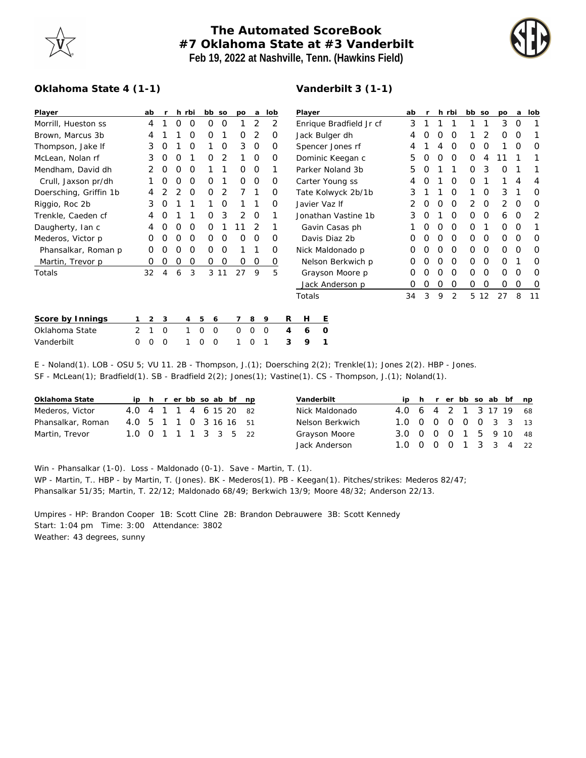# The Automated ScoreBook
## #7 Oklahoma State at #3 Vanderbilt
**Feb 19, 2022 at Nashville, Tenn. (Hawkins Field)**

**Oklahoma State 4 (1-1)**

| Player | ab | r | h | rbi | bb | so | po | a | lob |
|---|---|---|---|---|---|---|---|---|---|
| Morrill, Hueston ss | 4 | 1 | 0 | 0 | 0 | 0 | 1 | 2 | 2 |
| Brown, Marcus 3b | 4 | 1 | 1 | 0 | 0 | 1 | 0 | 2 | 0 |
| Thompson, Jake lf | 3 | 0 | 1 | 0 | 1 | 0 | 3 | 0 | 0 |
| McLean, Nolan rf | 3 | 0 | 0 | 1 | 0 | 2 | 1 | 0 | 0 |
| Mendham, David dh | 2 | 0 | 0 | 0 | 1 | 1 | 0 | 0 | 1 |
| Crull, Jaxson pr/dh | 1 | 0 | 0 | 0 | 0 | 1 | 0 | 0 | 0 |
| Doersching, Griffin 1b | 4 | 2 | 2 | 0 | 0 | 2 | 7 | 1 | 0 |
| Riggio, Roc 2b | 3 | 0 | 1 | 1 | 1 | 0 | 1 | 1 | 0 |
| Trenkle, Caeden cf | 4 | 0 | 1 | 1 | 0 | 3 | 2 | 0 | 1 |
| Daugherty, Ian c | 4 | 0 | 0 | 0 | 0 | 1 | 11 | 2 | 1 |
| Mederos, Victor p | 0 | 0 | 0 | 0 | 0 | 0 | 0 | 0 | 0 |
| Phansalkar, Roman p | 0 | 0 | 0 | 0 | 0 | 0 | 1 | 1 | 0 |
| Martin, Trevor p | 0 | 0 | 0 | 0 | 0 | 0 | 0 | 0 | 0 |
| Totals | 32 | 4 | 6 | 3 | 3 | 11 | 27 | 9 | 5 |

**Vanderbilt 3 (1-1)**

| Player | ab | r | h | rbi | bb | so | po | a | lob |
|---|---|---|---|---|---|---|---|---|---|
| Enrique Bradfield Jr cf | 3 | 1 | 1 | 1 | 1 | 1 | 3 | 0 | 1 |
| Jack Bulger dh | 4 | 0 | 0 | 0 | 1 | 2 | 0 | 0 | 1 |
| Spencer Jones rf | 4 | 1 | 4 | 0 | 0 | 0 | 1 | 0 | 0 |
| Dominic Keegan c | 5 | 0 | 0 | 0 | 0 | 4 | 11 | 1 | 1 |
| Parker Noland 3b | 5 | 0 | 1 | 1 | 0 | 3 | 0 | 1 | 1 |
| Carter Young ss | 4 | 0 | 1 | 0 | 0 | 1 | 1 | 4 | 4 |
| Tate Kolwyck 2b/1b | 3 | 1 | 1 | 0 | 1 | 0 | 3 | 1 | 0 |
| Javier Vaz lf | 2 | 0 | 0 | 0 | 2 | 0 | 2 | 0 | 0 |
| Jonathan Vastine 1b | 3 | 0 | 1 | 0 | 0 | 0 | 6 | 0 | 2 |
| Gavin Casas ph | 1 | 0 | 0 | 0 | 0 | 1 | 0 | 0 | 1 |
| Davis Diaz 2b | 0 | 0 | 0 | 0 | 0 | 0 | 0 | 0 | 0 |
| Nick Maldonado p | 0 | 0 | 0 | 0 | 0 | 0 | 0 | 0 | 0 |
| Nelson Berkwich p | 0 | 0 | 0 | 0 | 0 | 0 | 0 | 1 | 0 |
| Grayson Moore p | 0 | 0 | 0 | 0 | 0 | 0 | 0 | 0 | 0 |
| Jack Anderson p | 0 | 0 | 0 | 0 | 0 | 0 | 0 | 0 | 0 |
| Totals | 34 | 3 | 9 | 2 | 5 | 12 | 27 | 8 | 11 |

| Score by Innings | 1 | 2 | 3 | 4 | 5 | 6 | 7 | 8 | 9 | R | H | E |
|---|---|---|---|---|---|---|---|---|---|---|---|---|
| Oklahoma State | 2 | 1 | 0 | 1 | 0 | 0 | 0 | 0 | 0 | 4 | 6 | 0 |
| Vanderbilt | 0 | 0 | 0 | 1 | 0 | 0 | 1 | 0 | 1 | 3 | 9 | 1 |

E - Noland(1). LOB - OSU 5; VU 11. 2B - Thompson, J.(1); Doersching 2(2); Trenkle(1); Jones 2(2). HBP - Jones.
SF - McLean(1); Bradfield(1). SB - Bradfield 2(2); Jones(1); Vastine(1). CS - Thompson, J.(1); Noland(1).

| Oklahoma State | ip | h | r | er | bb | so | ab | bf | np |
|---|---|---|---|---|---|---|---|---|---|
| Mederos, Victor | 4.0 | 4 | 1 | 1 | 4 | 6 | 15 | 20 | 82 |
| Phansalkar, Roman | 4.0 | 5 | 1 | 1 | 0 | 3 | 16 | 16 | 51 |
| Martin, Trevor | 1.0 | 0 | 1 | 1 | 1 | 3 | 3 | 5 | 22 |

| Vanderbilt | ip | h | r | er | bb | so | ab | bf | np |
|---|---|---|---|---|---|---|---|---|---|
| Nick Maldonado | 4.0 | 6 | 4 | 2 | 1 | 3 | 17 | 19 | 68 |
| Nelson Berkwich | 1.0 | 0 | 0 | 0 | 0 | 0 | 3 | 3 | 13 |
| Grayson Moore | 3.0 | 0 | 0 | 0 | 1 | 5 | 9 | 10 | 48 |
| Jack Anderson | 1.0 | 0 | 0 | 0 | 1 | 3 | 3 | 4 | 22 |

Win - Phansalkar (1-0). Loss - Maldonado (0-1). Save - Martin, T. (1).
WP - Martin, T.. HBP - by Martin, T. (Jones). BK - Mederos(1). PB - Keegan(1). Pitches/strikes: Mederos 82/47; Phansalkar 51/35; Martin, T. 22/12; Maldonado 68/49; Berkwich 13/9; Moore 48/32; Anderson 22/13.

Umpires - HP: Brandon Cooper 1B: Scott Cline 2B: Brandon Debrauwere 3B: Scott Kennedy
Start: 1:04 pm Time: 3:00 Attendance: 3802
Weather: 43 degrees, sunny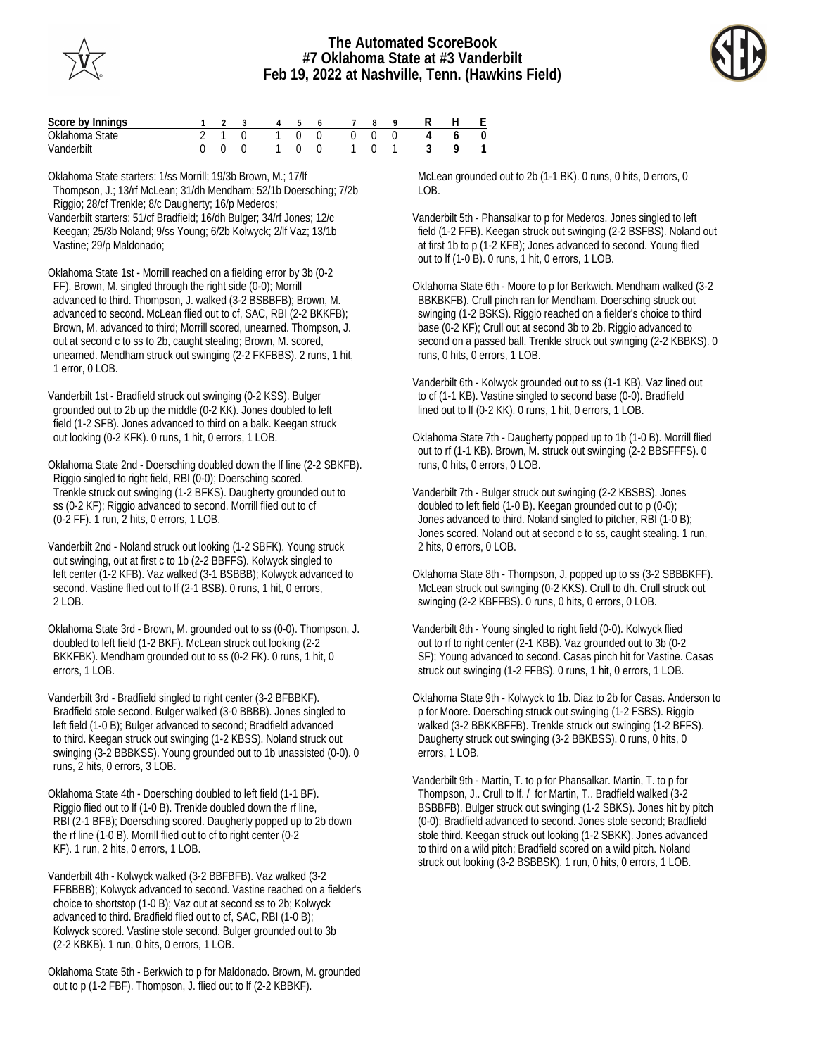# The Automated ScoreBook
## #7 Oklahoma State at #3 Vanderbilt
## Feb 19, 2022 at Nashville, Tenn. (Hawkins Field)

| Score by Innings | 1 | 2 | 3 | 4 | 5 | 6 | 7 | 8 | 9 | R | H | E |
|---|---|---|---|---|---|---|---|---|---|---|---|---|
| Oklahoma State | 2 | 1 | 0 | 1 | 0 | 0 | 0 | 0 | 0 | 4 | 6 | 0 |
| Vanderbilt | 0 | 0 | 0 | 1 | 0 | 0 | 1 | 0 | 1 | 3 | 9 | 1 |

Oklahoma State starters: 1/ss Morrill; 19/3b Brown, M.; 17/lf Thompson, J.; 13/rf McLean; 31/dh Mendham; 52/1b Doersching; 7/2b Riggio; 28/cf Trenkle; 8/c Daugherty; 16/p Mederos;

Vanderbilt starters: 51/cf Bradfield; 16/dh Bulger; 34/rf Jones; 12/c Keegan; 25/3b Noland; 9/ss Young; 6/2b Kolwyck; 2/lf Vaz; 13/1b Vastine; 29/p Maldonado;

Oklahoma State 1st - Morrill reached on a fielding error by 3b (0-2 FF). Brown, M. singled through the right side (0-0); Morrill advanced to third. Thompson, J. walked (3-2 BSBBFB); Brown, M. advanced to second. McLean flied out to cf, SAC, RBI (2-2 BKKFB); Brown, M. advanced to third; Morrill scored, unearned. Thompson, J. out at second c to ss to 2b, caught stealing; Brown, M. scored, unearned. Mendham struck out swinging (2-2 FKFBBS). 2 runs, 1 hit, 1 error, 0 LOB.

Vanderbilt 1st - Bradfield struck out swinging (0-2 KSS). Bulger grounded out to 2b up the middle (0-2 KK). Jones doubled to left field (1-2 SFB). Jones advanced to third on a balk. Keegan struck out looking (0-2 KFK). 0 runs, 1 hit, 0 errors, 1 LOB.

Oklahoma State 2nd - Doersching doubled down the lf line (2-2 SBKFB). Riggio singled to right field, RBI (0-0); Doersching scored. Trenkle struck out swinging (1-2 BFKS). Daugherty grounded out to ss (0-2 KF); Riggio advanced to second. Morrill flied out to cf (0-2 FF). 1 run, 2 hits, 0 errors, 1 LOB.

Vanderbilt 2nd - Noland struck out looking (1-2 SBFK). Young struck out swinging, out at first c to 1b (2-2 BBFFS). Kolwyck singled to left center (1-2 KFB). Vaz walked (3-1 BSBBB); Kolwyck advanced to second. Vastine flied out to lf (2-1 BSB). 0 runs, 1 hit, 0 errors, 2 LOB.

Oklahoma State 3rd - Brown, M. grounded out to ss (0-0). Thompson, J. doubled to left field (1-2 BKF). McLean struck out looking (2-2 BKKFBK). Mendham grounded out to ss (0-2 FK). 0 runs, 1 hit, 0 errors, 1 LOB.

Vanderbilt 3rd - Bradfield singled to right center (3-2 BFBBKF). Bradfield stole second. Bulger walked (3-0 BBBB). Jones singled to left field (1-0 B); Bulger advanced to second; Bradfield advanced to third. Keegan struck out swinging (1-2 KBSS). Noland struck out swinging (3-2 BBBKSS). Young grounded out to 1b unassisted (0-0). 0 runs, 2 hits, 0 errors, 3 LOB.

Oklahoma State 4th - Doersching doubled to left field (1-1 BF). Riggio flied out to lf (1-0 B). Trenkle doubled down the rf line, RBI (2-1 BFB); Doersching scored. Daugherty popped up to 2b down the rf line (1-0 B). Morrill flied out to cf to right center (0-2 KF). 1 run, 2 hits, 0 errors, 1 LOB.

Vanderbilt 4th - Kolwyck walked (3-2 BBFBFB). Vaz walked (3-2 FFBBBB); Kolwyck advanced to second. Vastine reached on a fielder's choice to shortstop (1-0 B); Vaz out at second ss to 2b; Kolwyck advanced to third. Bradfield flied out to cf, SAC, RBI (1-0 B); Kolwyck scored. Vastine stole second. Bulger grounded out to 3b (2-2 KBKB). 1 run, 0 hits, 0 errors, 1 LOB.

Oklahoma State 5th - Berkwich to p for Maldonado. Brown, M. grounded out to p (1-2 FBF). Thompson, J. flied out to lf (2-2 KBBKF). McLean grounded out to 2b (1-1 BK). 0 runs, 0 hits, 0 errors, 0 LOB.

Vanderbilt 5th - Phansalkar to p for Mederos. Jones singled to left field (1-2 FFB). Keegan struck out swinging (2-2 BSFBS). Noland out at first 1b to p (1-2 KFB); Jones advanced to second. Young flied out to lf (1-0 B). 0 runs, 1 hit, 0 errors, 1 LOB.

Oklahoma State 6th - Moore to p for Berkwich. Mendham walked (3-2 BBKBKFB). Crull pinch ran for Mendham. Doersching struck out swinging (1-2 BSKS). Riggio reached on a fielder's choice to third base (0-2 KF); Crull out at second 3b to 2b. Riggio advanced to second on a passed ball. Trenkle struck out swinging (2-2 KBBKS). 0 runs, 0 hits, 0 errors, 1 LOB.

Vanderbilt 6th - Kolwyck grounded out to ss (1-1 KB). Vaz lined out to cf (1-1 KB). Vastine singled to second base (0-0). Bradfield lined out to lf (0-2 KK). 0 runs, 1 hit, 0 errors, 1 LOB.

Oklahoma State 7th - Daugherty popped up to 1b (1-0 B). Morrill flied out to rf (1-1 KB). Brown, M. struck out swinging (2-2 BBSFFFS). 0 runs, 0 hits, 0 errors, 0 LOB.

Vanderbilt 7th - Bulger struck out swinging (2-2 KBSBS). Jones doubled to left field (1-0 B). Keegan grounded out to p (0-0); Jones advanced to third. Noland singled to pitcher, RBI (1-0 B); Jones scored. Noland out at second c to ss, caught stealing. 1 run, 2 hits, 0 errors, 0 LOB.

Oklahoma State 8th - Thompson, J. popped up to ss (3-2 SBBBKFF). McLean struck out swinging (0-2 KKS). Crull to dh. Crull struck out swinging (2-2 KBFFBS). 0 runs, 0 hits, 0 errors, 0 LOB.

Vanderbilt 8th - Young singled to right field (0-0). Kolwyck flied out to rf to right center (2-1 KBB). Vaz grounded out to 3b (0-2 SF); Young advanced to second. Casas pinch hit for Vastine. Casas struck out swinging (1-2 FFBS). 0 runs, 1 hit, 0 errors, 1 LOB.

Oklahoma State 9th - Kolwyck to 1b. Diaz to 2b for Casas. Anderson to p for Moore. Doersching struck out swinging (1-2 FSBS). Riggio walked (3-2 BBKKBFFB). Trenkle struck out swinging (1-2 BFFS). Daugherty struck out swinging (3-2 BBKBSS). 0 runs, 0 hits, 0 errors, 1 LOB.

Vanderbilt 9th - Martin, T. to p for Phansalkar. Martin, T. to p for Thompson, J.. Crull to lf. / for Martin, T.. Bradfield walked (3-2 BSBBFB). Bulger struck out swinging (1-2 SBKS). Jones hit by pitch (0-0); Bradfield advanced to second. Jones stole second; Bradfield stole third. Keegan struck out looking (1-2 SBKK). Jones advanced to third on a wild pitch; Bradfield scored on a wild pitch. Noland struck out looking (3-2 BSBBSK). 1 run, 0 hits, 0 errors, 1 LOB.